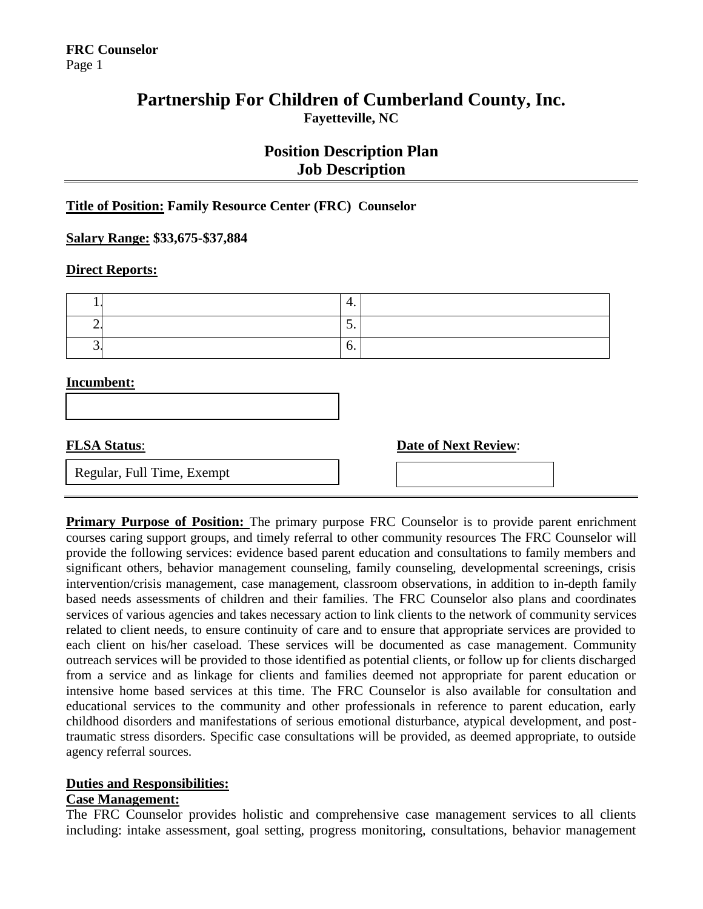# Partnership For Children of Cumberland County, Inc.

**Fayetteville, NC**

## Position Description Plan
## Job Description

---

**Title of Position: Family Resource Center (FRC) Counselor**

**Salary Range: $33,675-$37,884**

**Direct Reports:**

| | | | |
|---|---|---|---|
| 1. | | 4. | |
| 2. | | 5. | |
| 3. | | 6. | |

**Incumbent:**

**FLSA Status:** Regular, Full Time, Exempt

**Date of Next Review:**

---

**Primary Purpose of Position:** The primary purpose FRC Counselor is to provide parent enrichment courses caring support groups, and timely referral to other community resources The FRC Counselor will provide the following services: evidence based parent education and consultations to family members and significant others, behavior management counseling, family counseling, developmental screenings, crisis intervention/crisis management, case management, classroom observations, in addition to in-depth family based needs assessments of children and their families. The FRC Counselor also plans and coordinates services of various agencies and takes necessary action to link clients to the network of community services related to client needs, to ensure continuity of care and to ensure that appropriate services are provided to each client on his/her caseload. These services will be documented as case management. Community outreach services will be provided to those identified as potential clients, or follow up for clients discharged from a service and as linkage for clients and families deemed not appropriate for parent education or intensive home based services at this time. The FRC Counselor is also available for consultation and educational services to the community and other professionals in reference to parent education, early childhood disorders and manifestations of serious emotional disturbance, atypical development, and post-traumatic stress disorders. Specific case consultations will be provided, as deemed appropriate, to outside agency referral sources.

**Duties and Responsibilities:**

**Case Management:**

The FRC Counselor provides holistic and comprehensive case management services to all clients including: intake assessment, goal setting, progress monitoring, consultations, behavior management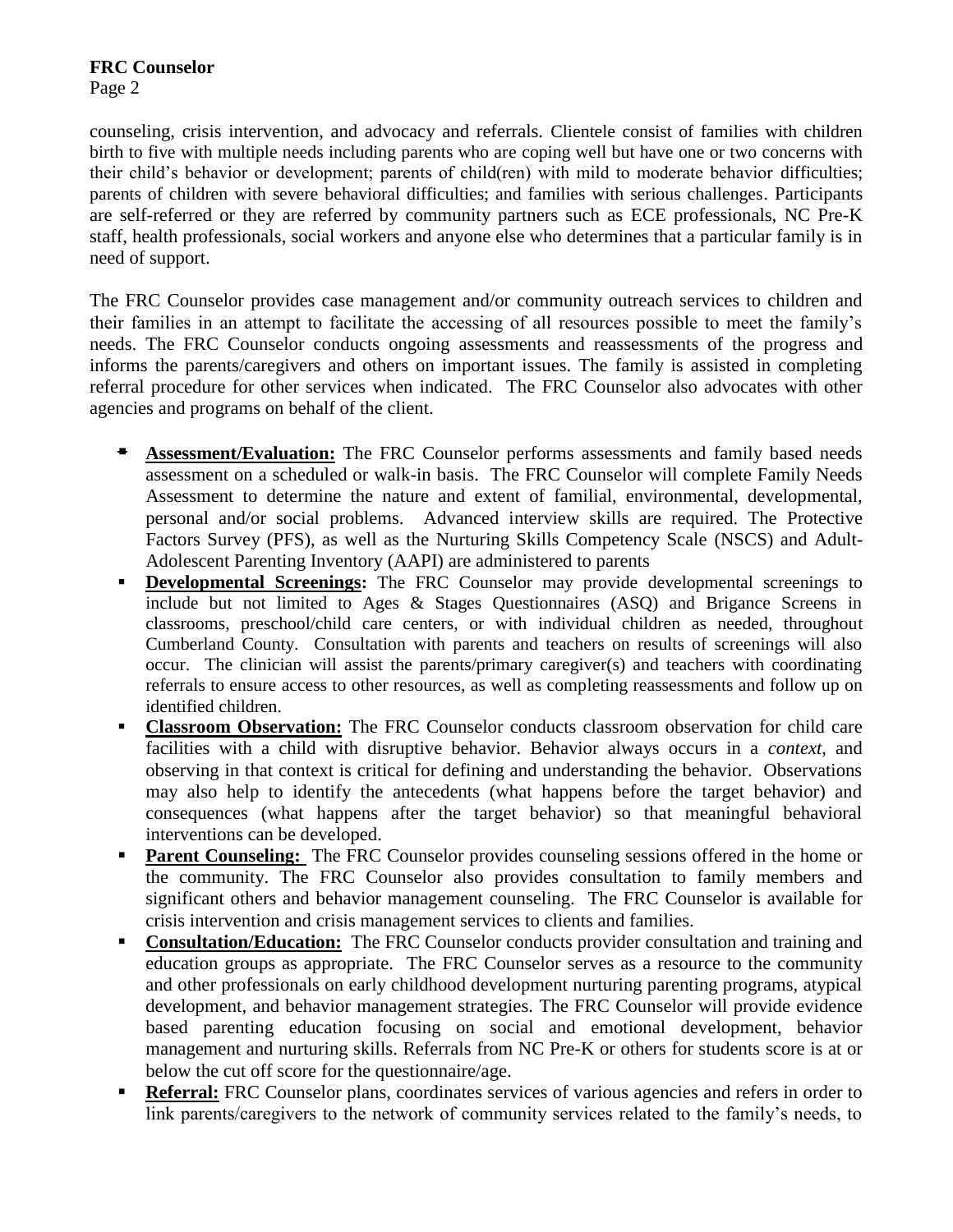counseling, crisis intervention, and advocacy and referrals. Clientele consist of families with children birth to five with multiple needs including parents who are coping well but have one or two concerns with their child's behavior or development; parents of child(ren) with mild to moderate behavior difficulties; parents of children with severe behavioral difficulties; and families with serious challenges. Participants are self-referred or they are referred by community partners such as ECE professionals, NC Pre-K staff, health professionals, social workers and anyone else who determines that a particular family is in need of support.

The FRC Counselor provides case management and/or community outreach services to children and their families in an attempt to facilitate the accessing of all resources possible to meet the family's needs. The FRC Counselor conducts ongoing assessments and reassessments of the progress and informs the parents/caregivers and others on important issues. The family is assisted in completing referral procedure for other services when indicated. The FRC Counselor also advocates with other agencies and programs on behalf of the client.

- **Assessment/Evaluation:** The FRC Counselor performs assessments and family based needs assessment on a scheduled or walk-in basis. The FRC Counselor will complete Family Needs Assessment to determine the nature and extent of familial, environmental, developmental, personal and/or social problems. Advanced interview skills are required. The Protective Factors Survey (PFS), as well as the Nurturing Skills Competency Scale (NSCS) and Adult-Adolescent Parenting Inventory (AAPI) are administered to parents
- **Developmental Screenings:** The FRC Counselor may provide developmental screenings to include but not limited to Ages & Stages Questionnaires (ASQ) and Brigance Screens in classrooms, preschool/child care centers, or with individual children as needed, throughout Cumberland County. Consultation with parents and teachers on results of screenings will also occur. The clinician will assist the parents/primary caregiver(s) and teachers with coordinating referrals to ensure access to other resources, as well as completing reassessments and follow up on identified children.
- **Classroom Observation:** The FRC Counselor conducts classroom observation for child care facilities with a child with disruptive behavior. Behavior always occurs in a *context*, and observing in that context is critical for defining and understanding the behavior. Observations may also help to identify the antecedents (what happens before the target behavior) and consequences (what happens after the target behavior) so that meaningful behavioral interventions can be developed.
- **Parent Counseling:** The FRC Counselor provides counseling sessions offered in the home or the community. The FRC Counselor also provides consultation to family members and significant others and behavior management counseling. The FRC Counselor is available for crisis intervention and crisis management services to clients and families.
- **Consultation/Education:** The FRC Counselor conducts provider consultation and training and education groups as appropriate. The FRC Counselor serves as a resource to the community and other professionals on early childhood development nurturing parenting programs, atypical development, and behavior management strategies. The FRC Counselor will provide evidence based parenting education focusing on social and emotional development, behavior management and nurturing skills. Referrals from NC Pre-K or others for students score is at or below the cut off score for the questionnaire/age.
- **Referral:** FRC Counselor plans, coordinates services of various agencies and refers in order to link parents/caregivers to the network of community services related to the family's needs, to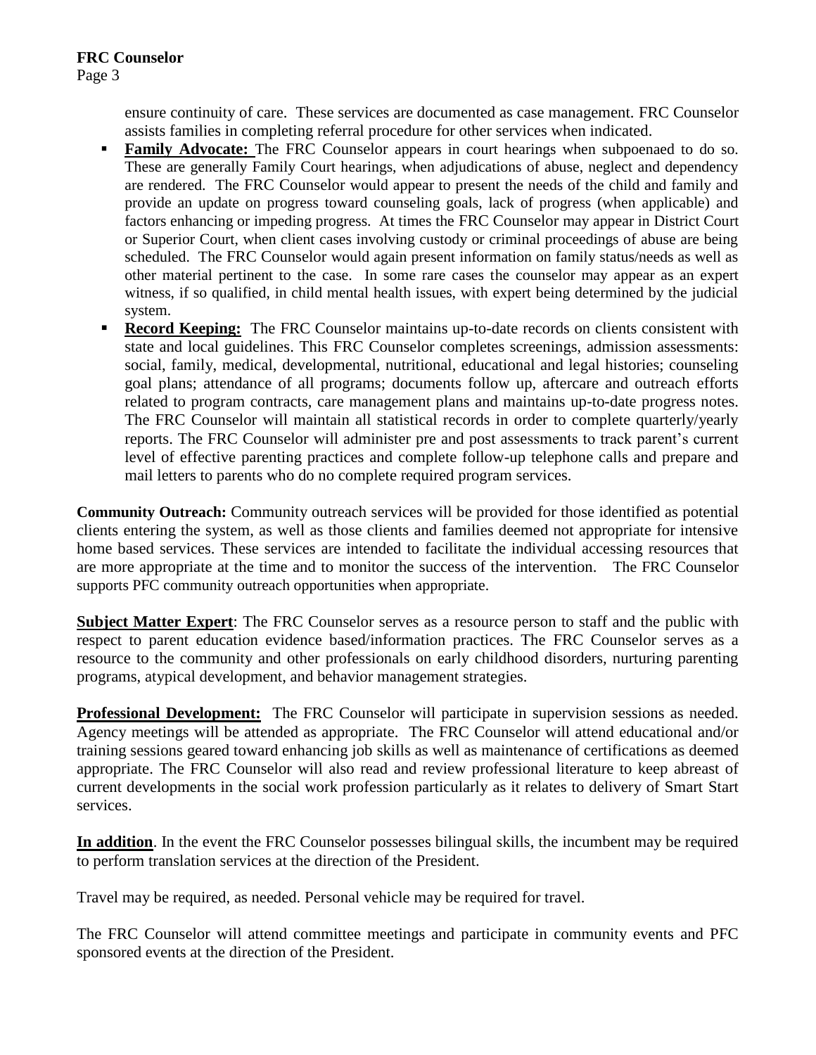ensure continuity of care. These services are documented as case management. FRC Counselor assists families in completing referral procedure for other services when indicated.

- **Family Advocate:** The FRC Counselor appears in court hearings when subpoenaed to do so. These are generally Family Court hearings, when adjudications of abuse, neglect and dependency are rendered. The FRC Counselor would appear to present the needs of the child and family and provide an update on progress toward counseling goals, lack of progress (when applicable) and factors enhancing or impeding progress. At times the FRC Counselor may appear in District Court or Superior Court, when client cases involving custody or criminal proceedings of abuse are being scheduled. The FRC Counselor would again present information on family status/needs as well as other material pertinent to the case. In some rare cases the counselor may appear as an expert witness, if so qualified, in child mental health issues, with expert being determined by the judicial system.
- **Record Keeping:** The FRC Counselor maintains up-to-date records on clients consistent with state and local guidelines. This FRC Counselor completes screenings, admission assessments: social, family, medical, developmental, nutritional, educational and legal histories; counseling goal plans; attendance of all programs; documents follow up, aftercare and outreach efforts related to program contracts, care management plans and maintains up-to-date progress notes. The FRC Counselor will maintain all statistical records in order to complete quarterly/yearly reports. The FRC Counselor will administer pre and post assessments to track parent's current level of effective parenting practices and complete follow-up telephone calls and prepare and mail letters to parents who do no complete required program services.

**Community Outreach:** Community outreach services will be provided for those identified as potential clients entering the system, as well as those clients and families deemed not appropriate for intensive home based services. These services are intended to facilitate the individual accessing resources that are more appropriate at the time and to monitor the success of the intervention. The FRC Counselor supports PFC community outreach opportunities when appropriate.

**Subject Matter Expert**: The FRC Counselor serves as a resource person to staff and the public with respect to parent education evidence based/information practices. The FRC Counselor serves as a resource to the community and other professionals on early childhood disorders, nurturing parenting programs, atypical development, and behavior management strategies.

**Professional Development:** The FRC Counselor will participate in supervision sessions as needed. Agency meetings will be attended as appropriate. The FRC Counselor will attend educational and/or training sessions geared toward enhancing job skills as well as maintenance of certifications as deemed appropriate. The FRC Counselor will also read and review professional literature to keep abreast of current developments in the social work profession particularly as it relates to delivery of Smart Start services.

**In addition**. In the event the FRC Counselor possesses bilingual skills, the incumbent may be required to perform translation services at the direction of the President.

Travel may be required, as needed. Personal vehicle may be required for travel.

The FRC Counselor will attend committee meetings and participate in community events and PFC sponsored events at the direction of the President.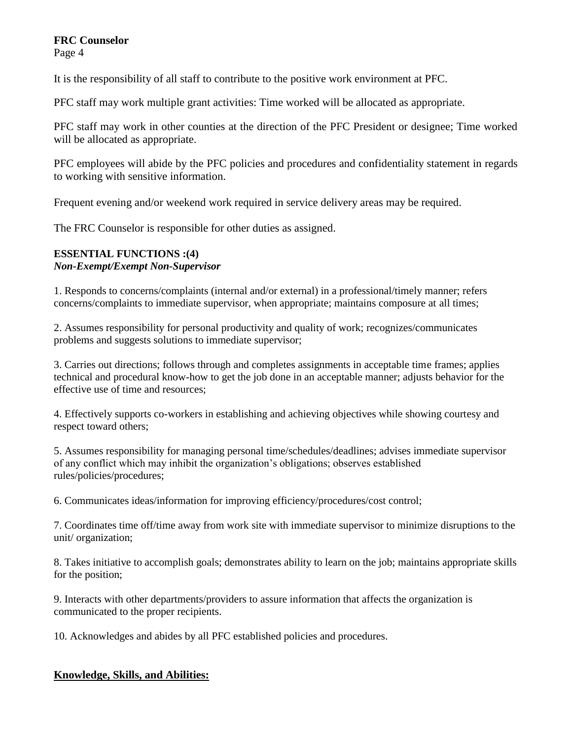It is the responsibility of all staff to contribute to the positive work environment at PFC.

PFC staff may work multiple grant activities: Time worked will be allocated as appropriate.

PFC staff may work in other counties at the direction of the PFC President or designee; Time worked will be allocated as appropriate.

PFC employees will abide by the PFC policies and procedures and confidentiality statement in regards to working with sensitive information.

Frequent evening and/or weekend work required in service delivery areas may be required.

The FRC Counselor is responsible for other duties as assigned.

**ESSENTIAL FUNCTIONS :(4)**
***Non-Exempt/Exempt Non-Supervisor***

1. Responds to concerns/complaints (internal and/or external) in a professional/timely manner; refers concerns/complaints to immediate supervisor, when appropriate; maintains composure at all times;

2. Assumes responsibility for personal productivity and quality of work; recognizes/communicates problems and suggests solutions to immediate supervisor;

3. Carries out directions; follows through and completes assignments in acceptable time frames; applies technical and procedural know-how to get the job done in an acceptable manner; adjusts behavior for the effective use of time and resources;

4. Effectively supports co-workers in establishing and achieving objectives while showing courtesy and respect toward others;

5. Assumes responsibility for managing personal time/schedules/deadlines; advises immediate supervisor of any conflict which may inhibit the organization's obligations; observes established rules/policies/procedures;

6. Communicates ideas/information for improving efficiency/procedures/cost control;

7. Coordinates time off/time away from work site with immediate supervisor to minimize disruptions to the unit/ organization;

8. Takes initiative to accomplish goals; demonstrates ability to learn on the job; maintains appropriate skills for the position;

9. Interacts with other departments/providers to assure information that affects the organization is communicated to the proper recipients.

10. Acknowledges and abides by all PFC established policies and procedures.

**Knowledge, Skills, and Abilities:**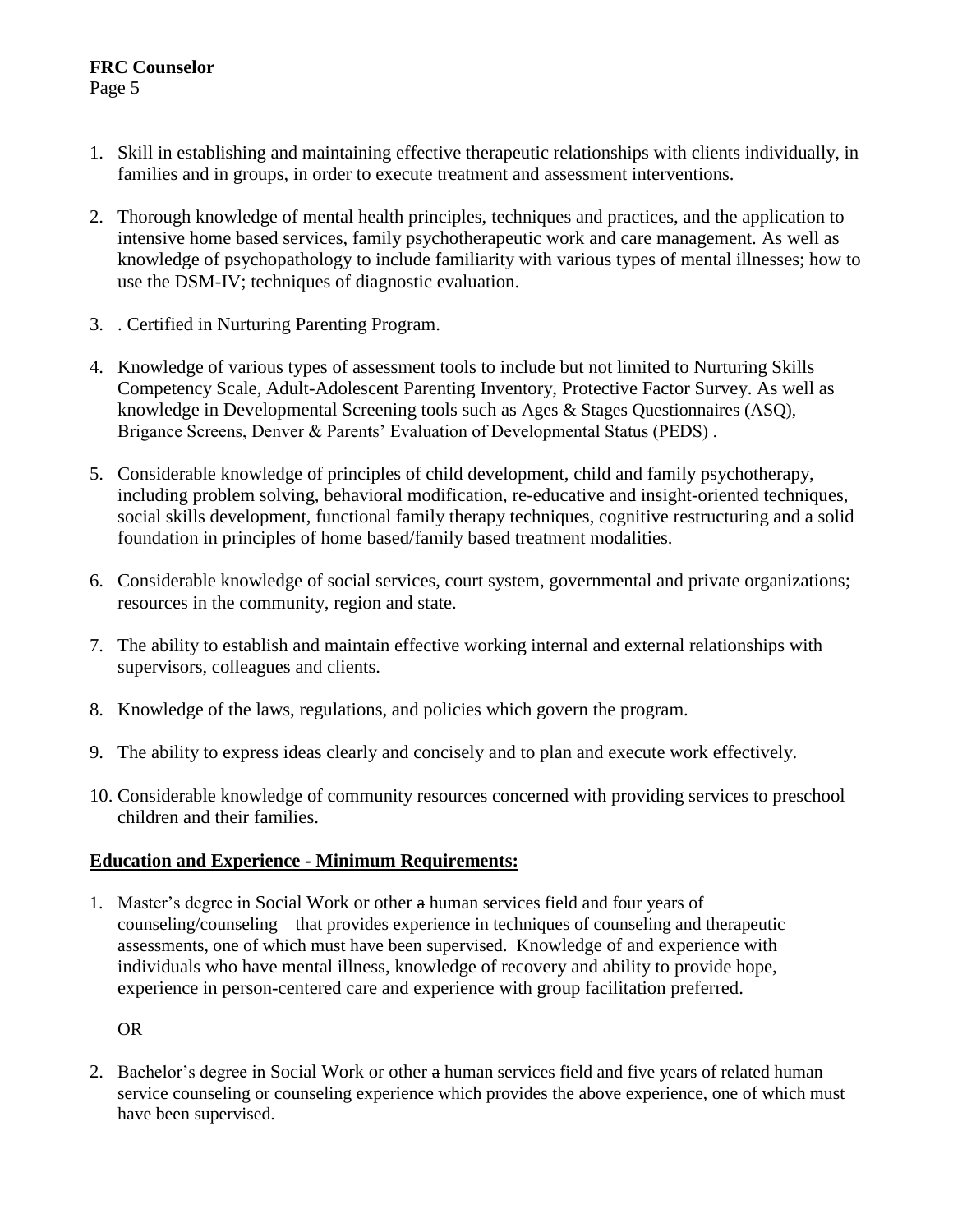1. Skill in establishing and maintaining effective therapeutic relationships with clients individually, in families and in groups, in order to execute treatment and assessment interventions.

2. Thorough knowledge of mental health principles, techniques and practices, and the application to intensive home based services, family psychotherapeutic work and care management. As well as knowledge of psychopathology to include familiarity with various types of mental illnesses; how to use the DSM-IV; techniques of diagnostic evaluation.

3. . Certified in Nurturing Parenting Program.

4. Knowledge of various types of assessment tools to include but not limited to Nurturing Skills Competency Scale, Adult-Adolescent Parenting Inventory, Protective Factor Survey. As well as knowledge in Developmental Screening tools such as Ages & Stages Questionnaires (ASQ), Brigance Screens, Denver & Parents' Evaluation of Developmental Status (PEDS) .

5. Considerable knowledge of principles of child development, child and family psychotherapy, including problem solving, behavioral modification, re-educative and insight-oriented techniques, social skills development, functional family therapy techniques, cognitive restructuring and a solid foundation in principles of home based/family based treatment modalities.

6. Considerable knowledge of social services, court system, governmental and private organizations; resources in the community, region and state.

7. The ability to establish and maintain effective working internal and external relationships with supervisors, colleagues and clients.

8. Knowledge of the laws, regulations, and policies which govern the program.

9. The ability to express ideas clearly and concisely and to plan and execute work effectively.

10. Considerable knowledge of community resources concerned with providing services to preschool children and their families.

**Education and Experience - Minimum Requirements:**

1. Master's degree in Social Work or other ~~a~~ human services field and four years of counseling/counseling that provides experience in techniques of counseling and therapeutic assessments, one of which must have been supervised. Knowledge of and experience with individuals who have mental illness, knowledge of recovery and ability to provide hope, experience in person-centered care and experience with group facilitation preferred.

   OR

2. Bachelor's degree in Social Work or other ~~a~~ human services field and five years of related human service counseling or counseling experience which provides the above experience, one of which must have been supervised.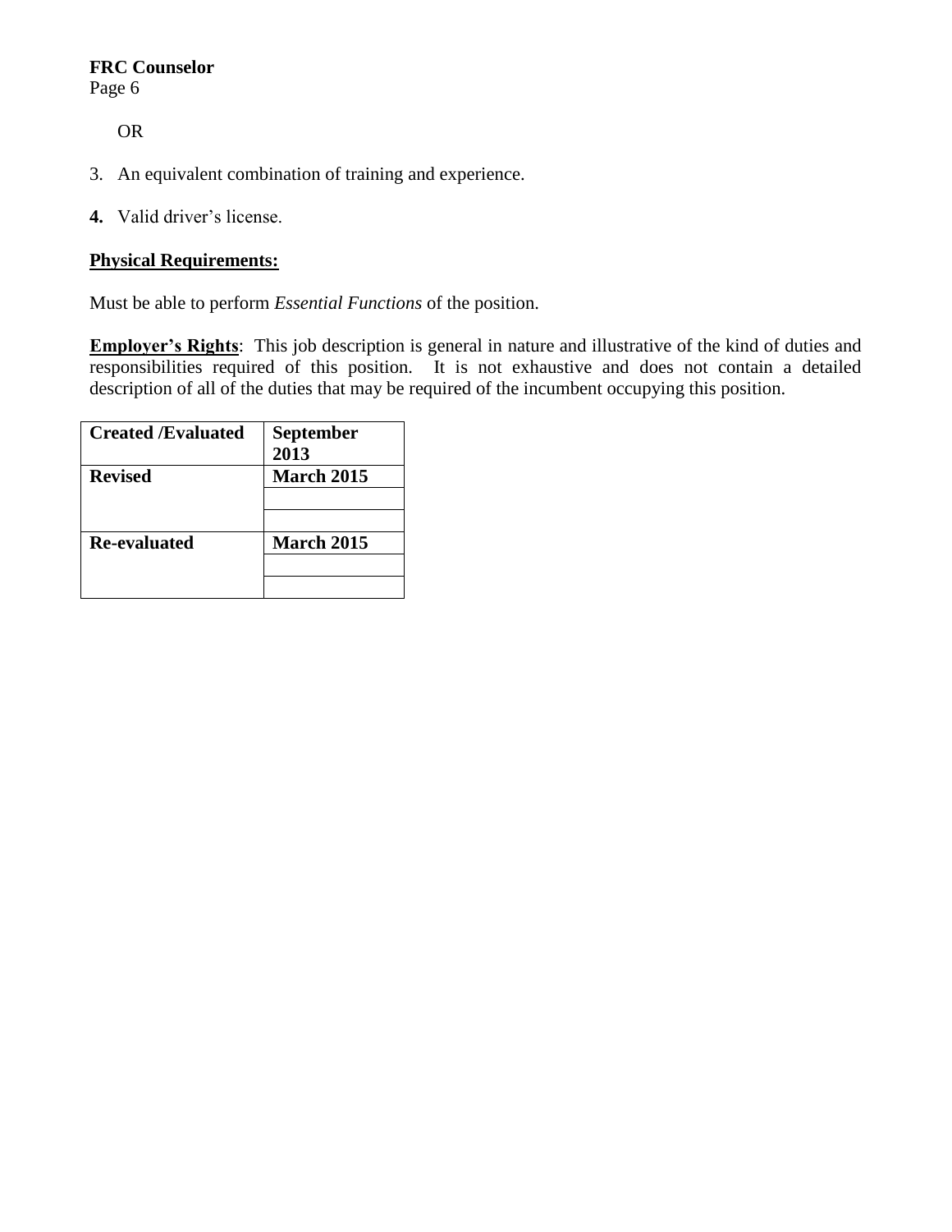OR

3. An equivalent combination of training and experience.

4. Valid driver's license.

**Physical Requirements:**

Must be able to perform *Essential Functions* of the position.

**Employer's Rights**: This job description is general in nature and illustrative of the kind of duties and responsibilities required of this position. It is not exhaustive and does not contain a detailed description of all of the duties that may be required of the incumbent occupying this position.

| | |
|---|---|
| **Created /Evaluated** | **September 2013** |
| **Revised** | **March 2015** |
| | |
| | |
| **Re-evaluated** | **March 2015** |
| | |
| | |